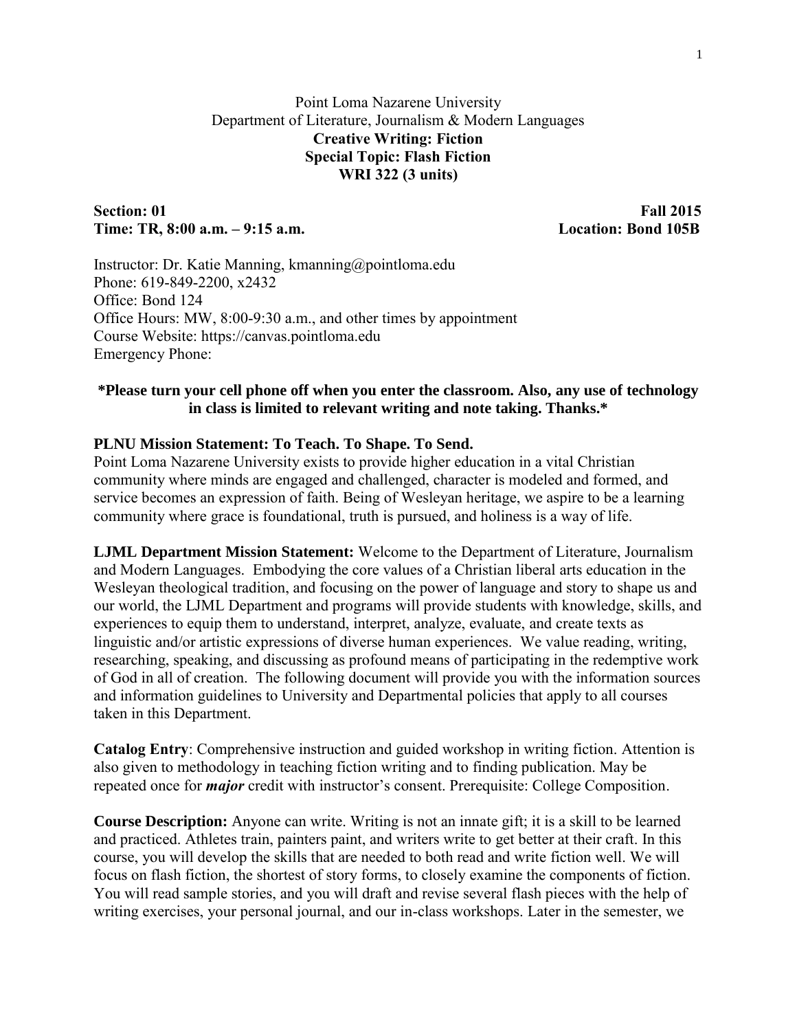Point Loma Nazarene University
Department of Literature, Journalism & Modern Languages

# Creative Writing: Fiction
## Special Topic: Flash Fiction
## WRI 322 (3 units)

**Section: 01** **Fall 2015**
**Time: TR, 8:00 a.m. – 9:15 a.m.** **Location: Bond 105B**

Instructor: Dr. Katie Manning, kmanning@pointloma.edu
Phone: 619-849-2200, x2432
Office: Bond 124
Office Hours: MW, 8:00-9:30 a.m., and other times by appointment
Course Website: https://canvas.pointloma.edu
Emergency Phone:

**\*Please turn your cell phone off when you enter the classroom. Also, any use of technology in class is limited to relevant writing and note taking. Thanks.\***

**PLNU Mission Statement: To Teach. To Shape. To Send.**
Point Loma Nazarene University exists to provide higher education in a vital Christian community where minds are engaged and challenged, character is modeled and formed, and service becomes an expression of faith. Being of Wesleyan heritage, we aspire to be a learning community where grace is foundational, truth is pursued, and holiness is a way of life.

**LJML Department Mission Statement:** Welcome to the Department of Literature, Journalism and Modern Languages. Embodying the core values of a Christian liberal arts education in the Wesleyan theological tradition, and focusing on the power of language and story to shape us and our world, the LJML Department and programs will provide students with knowledge, skills, and experiences to equip them to understand, interpret, analyze, evaluate, and create texts as linguistic and/or artistic expressions of diverse human experiences. We value reading, writing, researching, speaking, and discussing as profound means of participating in the redemptive work of God in all of creation. The following document will provide you with the information sources and information guidelines to University and Departmental policies that apply to all courses taken in this Department.

**Catalog Entry**: Comprehensive instruction and guided workshop in writing fiction. Attention is also given to methodology in teaching fiction writing and to finding publication. May be repeated once for ***major*** credit with instructor's consent. Prerequisite: College Composition.

**Course Description:** Anyone can write. Writing is not an innate gift; it is a skill to be learned and practiced. Athletes train, painters paint, and writers write to get better at their craft. In this course, you will develop the skills that are needed to both read and write fiction well. We will focus on flash fiction, the shortest of story forms, to closely examine the components of fiction. You will read sample stories, and you will draft and revise several flash pieces with the help of writing exercises, your personal journal, and our in-class workshops. Later in the semester, we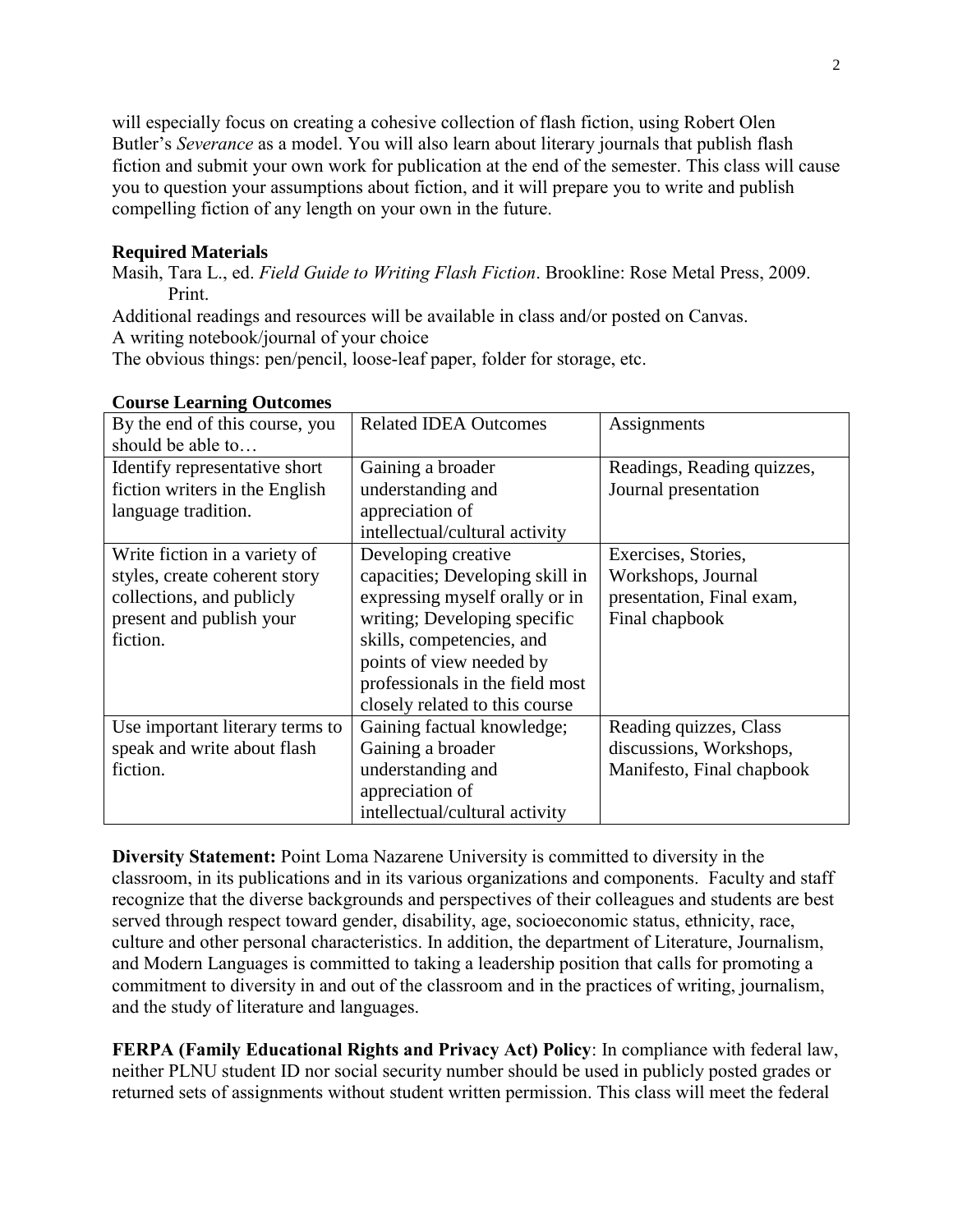will especially focus on creating a cohesive collection of flash fiction, using Robert Olen Butler's *Severance* as a model. You will also learn about literary journals that publish flash fiction and submit your own work for publication at the end of the semester. This class will cause you to question your assumptions about fiction, and it will prepare you to write and publish compelling fiction of any length on your own in the future.

**Required Materials**

Masih, Tara L., ed. *Field Guide to Writing Flash Fiction*. Brookline: Rose Metal Press, 2009. Print.

Additional readings and resources will be available in class and/or posted on Canvas.

A writing notebook/journal of your choice

The obvious things: pen/pencil, loose-leaf paper, folder for storage, etc.

**Course Learning Outcomes**

| By the end of this course, you should be able to… | Related IDEA Outcomes | Assignments |
|---|---|---|
| Identify representative short fiction writers in the English language tradition. | Gaining a broader understanding and appreciation of intellectual/cultural activity | Readings, Reading quizzes, Journal presentation |
| Write fiction in a variety of styles, create coherent story collections, and publicly present and publish your fiction. | Developing creative capacities; Developing skill in expressing myself orally or in writing; Developing specific skills, competencies, and points of view needed by professionals in the field most closely related to this course | Exercises, Stories, Workshops, Journal presentation, Final exam, Final chapbook |
| Use important literary terms to speak and write about flash fiction. | Gaining factual knowledge; Gaining a broader understanding and appreciation of intellectual/cultural activity | Reading quizzes, Class discussions, Workshops, Manifesto, Final chapbook |

**Diversity Statement:** Point Loma Nazarene University is committed to diversity in the classroom, in its publications and in its various organizations and components. Faculty and staff recognize that the diverse backgrounds and perspectives of their colleagues and students are best served through respect toward gender, disability, age, socioeconomic status, ethnicity, race, culture and other personal characteristics. In addition, the department of Literature, Journalism, and Modern Languages is committed to taking a leadership position that calls for promoting a commitment to diversity in and out of the classroom and in the practices of writing, journalism, and the study of literature and languages.

**FERPA (Family Educational Rights and Privacy Act) Policy**: In compliance with federal law, neither PLNU student ID nor social security number should be used in publicly posted grades or returned sets of assignments without student written permission. This class will meet the federal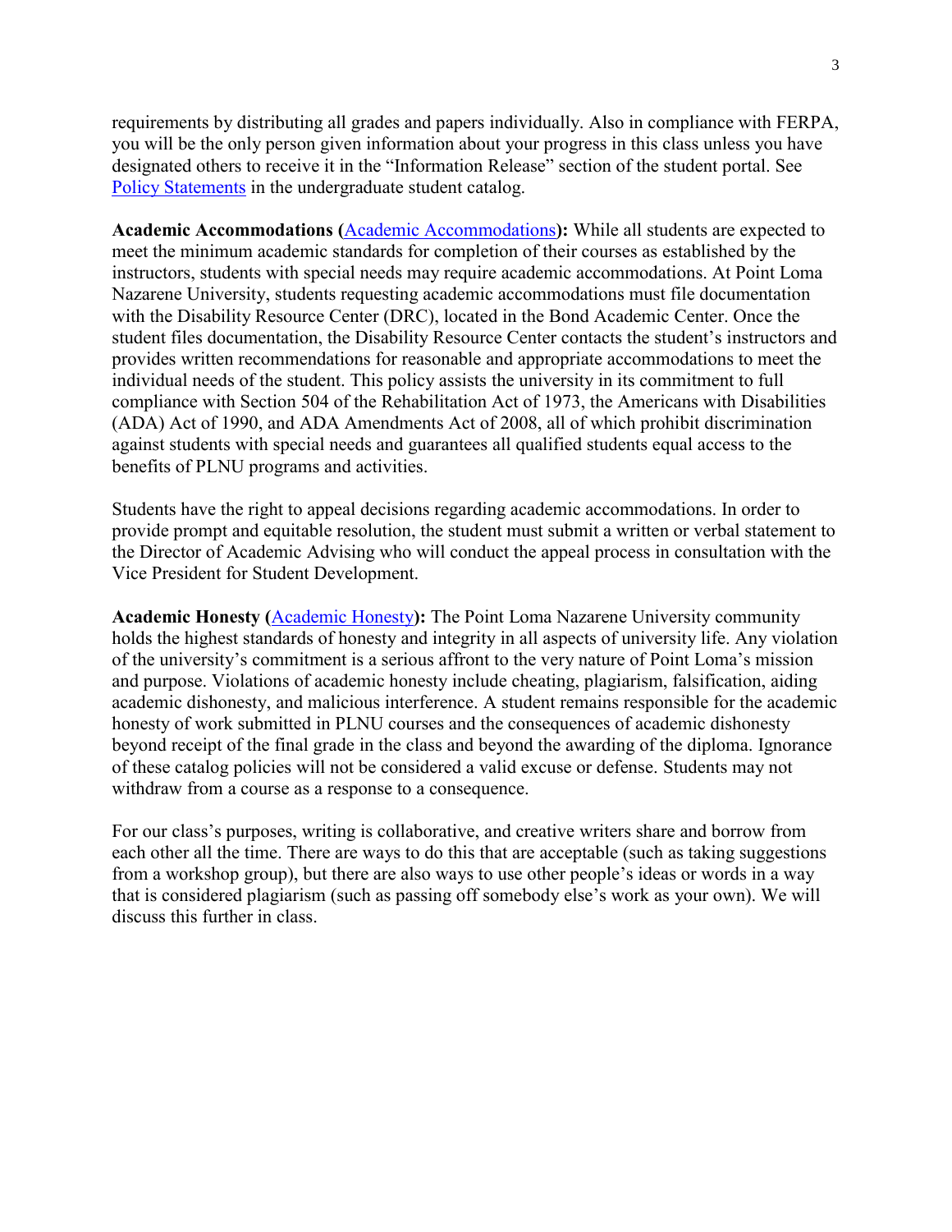requirements by distributing all grades and papers individually. Also in compliance with FERPA, you will be the only person given information about your progress in this class unless you have designated others to receive it in the "Information Release" section of the student portal. See Policy Statements in the undergraduate student catalog.

**Academic Accommodations (Academic Accommodations):** While all students are expected to meet the minimum academic standards for completion of their courses as established by the instructors, students with special needs may require academic accommodations. At Point Loma Nazarene University, students requesting academic accommodations must file documentation with the Disability Resource Center (DRC), located in the Bond Academic Center. Once the student files documentation, the Disability Resource Center contacts the student's instructors and provides written recommendations for reasonable and appropriate accommodations to meet the individual needs of the student. This policy assists the university in its commitment to full compliance with Section 504 of the Rehabilitation Act of 1973, the Americans with Disabilities (ADA) Act of 1990, and ADA Amendments Act of 2008, all of which prohibit discrimination against students with special needs and guarantees all qualified students equal access to the benefits of PLNU programs and activities.

Students have the right to appeal decisions regarding academic accommodations. In order to provide prompt and equitable resolution, the student must submit a written or verbal statement to the Director of Academic Advising who will conduct the appeal process in consultation with the Vice President for Student Development.

**Academic Honesty (Academic Honesty):** The Point Loma Nazarene University community holds the highest standards of honesty and integrity in all aspects of university life. Any violation of the university's commitment is a serious affront to the very nature of Point Loma's mission and purpose. Violations of academic honesty include cheating, plagiarism, falsification, aiding academic dishonesty, and malicious interference. A student remains responsible for the academic honesty of work submitted in PLNU courses and the consequences of academic dishonesty beyond receipt of the final grade in the class and beyond the awarding of the diploma. Ignorance of these catalog policies will not be considered a valid excuse or defense. Students may not withdraw from a course as a response to a consequence.

For our class's purposes, writing is collaborative, and creative writers share and borrow from each other all the time. There are ways to do this that are acceptable (such as taking suggestions from a workshop group), but there are also ways to use other people's ideas or words in a way that is considered plagiarism (such as passing off somebody else's work as your own). We will discuss this further in class.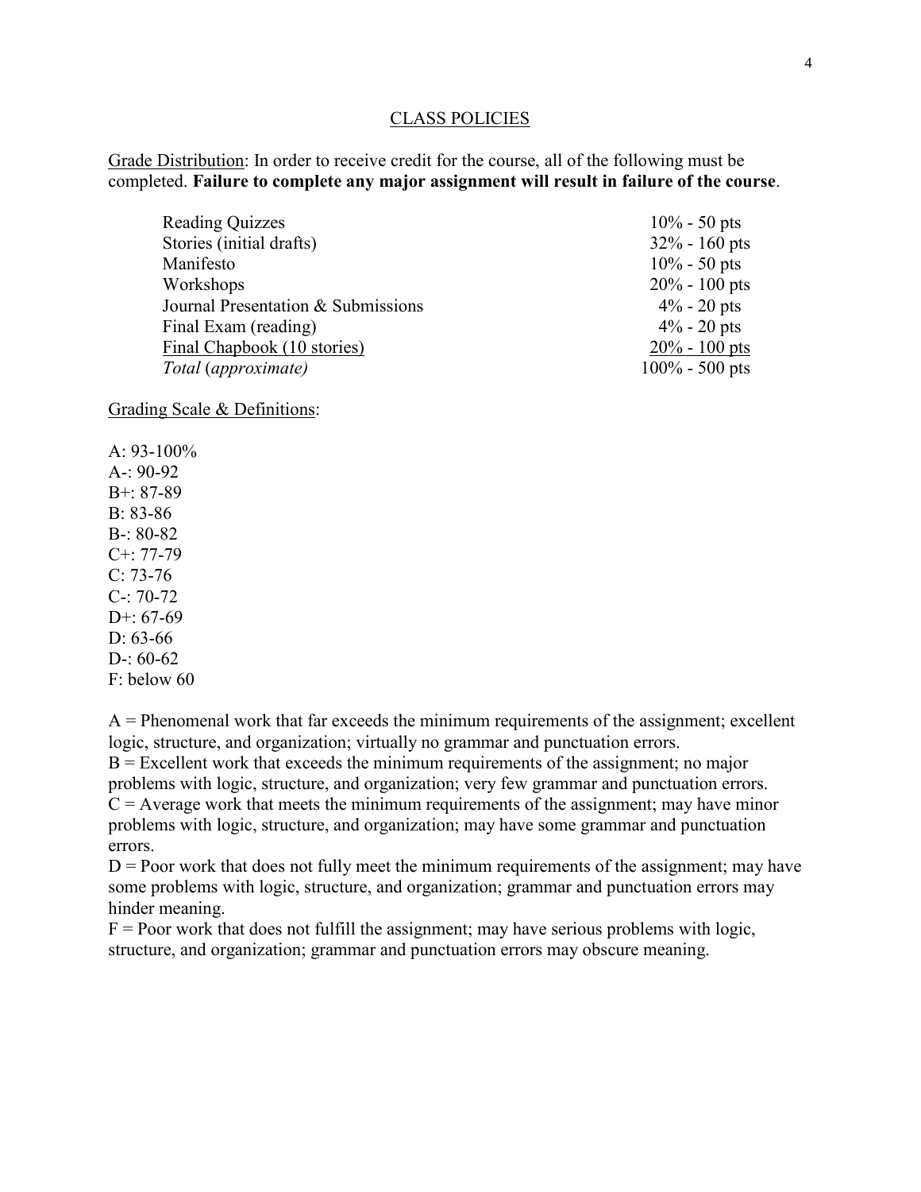## CLASS POLICIES

Grade Distribution: In order to receive credit for the course, all of the following must be completed. **Failure to complete any major assignment will result in failure of the course**.

| | |
|---|---|
| Reading Quizzes | 10% - 50 pts |
| Stories (initial drafts) | 32% - 160 pts |
| Manifesto | 10% - 50 pts |
| Workshops | 20% - 100 pts |
| Journal Presentation & Submissions | 4% - 20 pts |
| Final Exam (reading) | 4% - 20 pts |
| Final Chapbook (10 stories) | 20% - 100 pts |
| *Total* (*approximate)* | 100% - 500 pts |

Grading Scale & Definitions:

A: 93-100%
A-: 90-92
B+: 87-89
B: 83-86
B-: 80-82
C+: 77-79
C: 73-76
C-: 70-72
D+: 67-69
D: 63-66
D-: 60-62
F: below 60

A = Phenomenal work that far exceeds the minimum requirements of the assignment; excellent logic, structure, and organization; virtually no grammar and punctuation errors.
B = Excellent work that exceeds the minimum requirements of the assignment; no major problems with logic, structure, and organization; very few grammar and punctuation errors.
C = Average work that meets the minimum requirements of the assignment; may have minor problems with logic, structure, and organization; may have some grammar and punctuation errors.
D = Poor work that does not fully meet the minimum requirements of the assignment; may have some problems with logic, structure, and organization; grammar and punctuation errors may hinder meaning.
F = Poor work that does not fulfill the assignment; may have serious problems with logic, structure, and organization; grammar and punctuation errors may obscure meaning.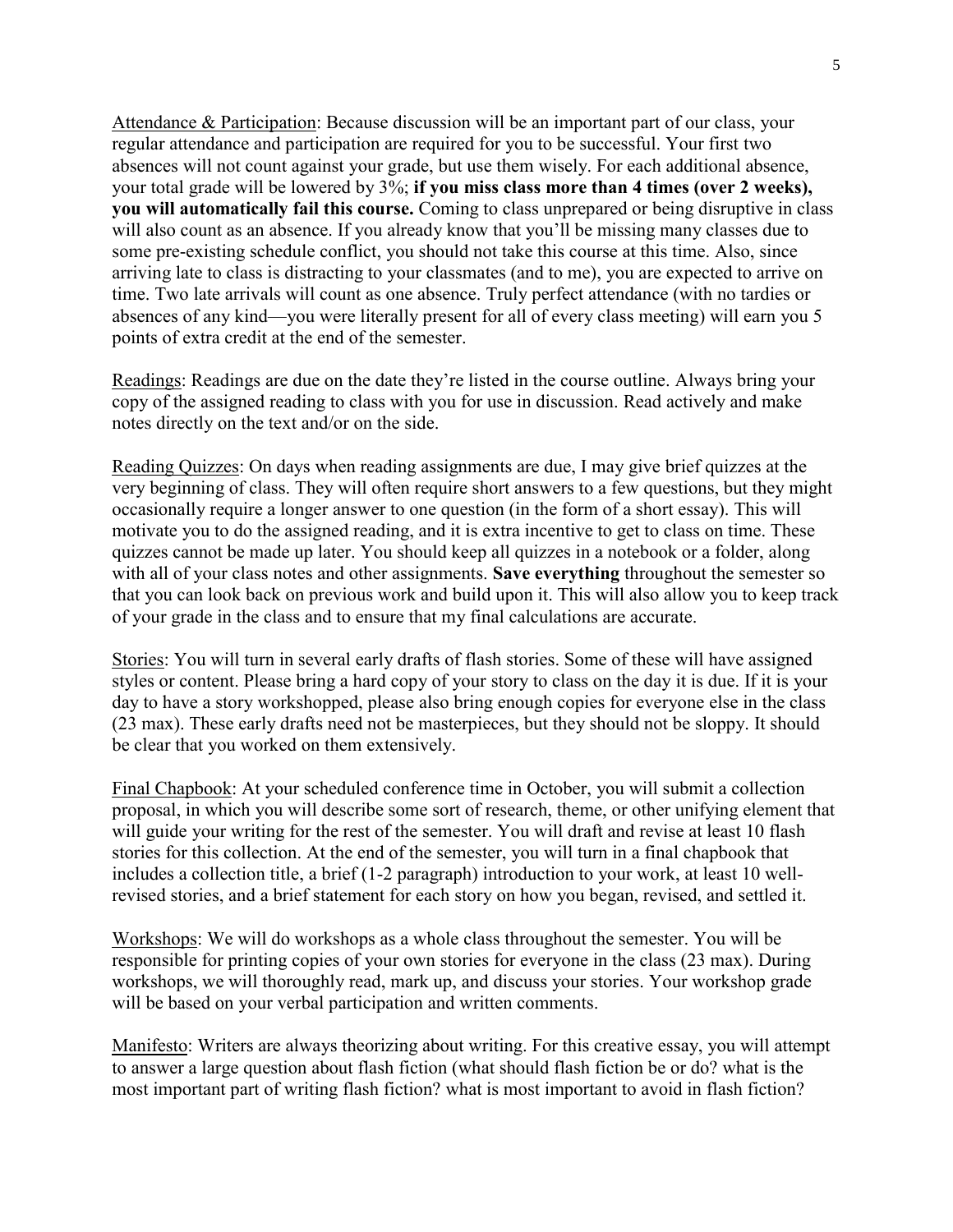Attendance & Participation: Because discussion will be an important part of our class, your regular attendance and participation are required for you to be successful. Your first two absences will not count against your grade, but use them wisely. For each additional absence, your total grade will be lowered by 3%; **if you miss class more than 4 times (over 2 weeks), you will automatically fail this course.** Coming to class unprepared or being disruptive in class will also count as an absence. If you already know that you'll be missing many classes due to some pre-existing schedule conflict, you should not take this course at this time. Also, since arriving late to class is distracting to your classmates (and to me), you are expected to arrive on time. Two late arrivals will count as one absence. Truly perfect attendance (with no tardies or absences of any kind—you were literally present for all of every class meeting) will earn you 5 points of extra credit at the end of the semester.

Readings: Readings are due on the date they're listed in the course outline. Always bring your copy of the assigned reading to class with you for use in discussion. Read actively and make notes directly on the text and/or on the side.

Reading Quizzes: On days when reading assignments are due, I may give brief quizzes at the very beginning of class. They will often require short answers to a few questions, but they might occasionally require a longer answer to one question (in the form of a short essay). This will motivate you to do the assigned reading, and it is extra incentive to get to class on time. These quizzes cannot be made up later. You should keep all quizzes in a notebook or a folder, along with all of your class notes and other assignments. **Save everything** throughout the semester so that you can look back on previous work and build upon it. This will also allow you to keep track of your grade in the class and to ensure that my final calculations are accurate.

Stories: You will turn in several early drafts of flash stories. Some of these will have assigned styles or content. Please bring a hard copy of your story to class on the day it is due. If it is your day to have a story workshopped, please also bring enough copies for everyone else in the class (23 max). These early drafts need not be masterpieces, but they should not be sloppy. It should be clear that you worked on them extensively.

Final Chapbook: At your scheduled conference time in October, you will submit a collection proposal, in which you will describe some sort of research, theme, or other unifying element that will guide your writing for the rest of the semester. You will draft and revise at least 10 flash stories for this collection. At the end of the semester, you will turn in a final chapbook that includes a collection title, a brief (1-2 paragraph) introduction to your work, at least 10 well-revised stories, and a brief statement for each story on how you began, revised, and settled it.

Workshops: We will do workshops as a whole class throughout the semester. You will be responsible for printing copies of your own stories for everyone in the class (23 max). During workshops, we will thoroughly read, mark up, and discuss your stories. Your workshop grade will be based on your verbal participation and written comments.

Manifesto: Writers are always theorizing about writing. For this creative essay, you will attempt to answer a large question about flash fiction (what should flash fiction be or do? what is the most important part of writing flash fiction? what is most important to avoid in flash fiction?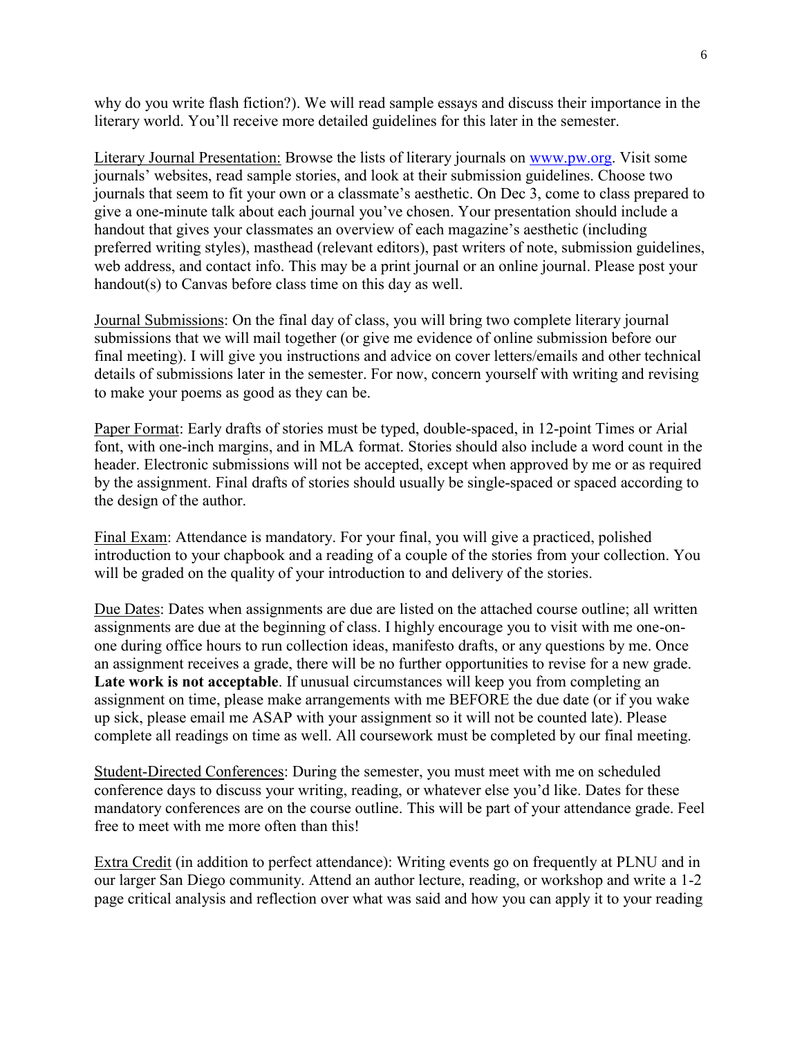why do you write flash fiction?). We will read sample essays and discuss their importance in the literary world. You'll receive more detailed guidelines for this later in the semester.

Literary Journal Presentation: Browse the lists of literary journals on [www.pw.org](www.pw.org). Visit some journals' websites, read sample stories, and look at their submission guidelines. Choose two journals that seem to fit your own or a classmate's aesthetic. On Dec 3, come to class prepared to give a one-minute talk about each journal you've chosen. Your presentation should include a handout that gives your classmates an overview of each magazine's aesthetic (including preferred writing styles), masthead (relevant editors), past writers of note, submission guidelines, web address, and contact info. This may be a print journal or an online journal. Please post your handout(s) to Canvas before class time on this day as well.

Journal Submissions: On the final day of class, you will bring two complete literary journal submissions that we will mail together (or give me evidence of online submission before our final meeting). I will give you instructions and advice on cover letters/emails and other technical details of submissions later in the semester. For now, concern yourself with writing and revising to make your poems as good as they can be.

Paper Format: Early drafts of stories must be typed, double-spaced, in 12-point Times or Arial font, with one-inch margins, and in MLA format. Stories should also include a word count in the header. Electronic submissions will not be accepted, except when approved by me or as required by the assignment. Final drafts of stories should usually be single-spaced or spaced according to the design of the author.

Final Exam: Attendance is mandatory. For your final, you will give a practiced, polished introduction to your chapbook and a reading of a couple of the stories from your collection. You will be graded on the quality of your introduction to and delivery of the stories.

Due Dates: Dates when assignments are due are listed on the attached course outline; all written assignments are due at the beginning of class. I highly encourage you to visit with me one-on-one during office hours to run collection ideas, manifesto drafts, or any questions by me. Once an assignment receives a grade, there will be no further opportunities to revise for a new grade. **Late work is not acceptable**. If unusual circumstances will keep you from completing an assignment on time, please make arrangements with me BEFORE the due date (or if you wake up sick, please email me ASAP with your assignment so it will not be counted late). Please complete all readings on time as well. All coursework must be completed by our final meeting.

Student-Directed Conferences: During the semester, you must meet with me on scheduled conference days to discuss your writing, reading, or whatever else you'd like. Dates for these mandatory conferences are on the course outline. This will be part of your attendance grade. Feel free to meet with me more often than this!

Extra Credit (in addition to perfect attendance): Writing events go on frequently at PLNU and in our larger San Diego community. Attend an author lecture, reading, or workshop and write a 1-2 page critical analysis and reflection over what was said and how you can apply it to your reading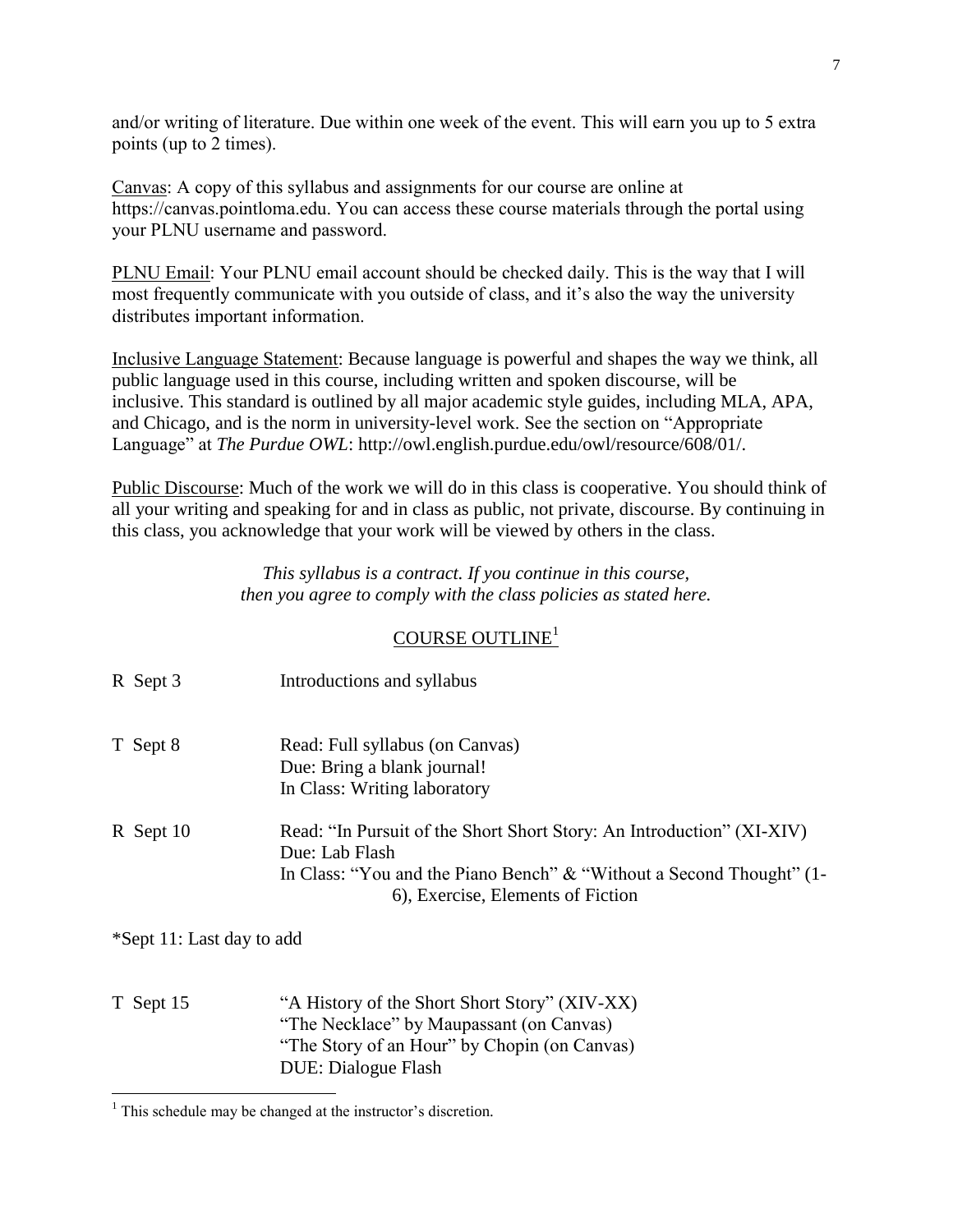and/or writing of literature. Due within one week of the event. This will earn you up to 5 extra points (up to 2 times).

Canvas: A copy of this syllabus and assignments for our course are online at https://canvas.pointloma.edu. You can access these course materials through the portal using your PLNU username and password.

PLNU Email: Your PLNU email account should be checked daily. This is the way that I will most frequently communicate with you outside of class, and it's also the way the university distributes important information.

Inclusive Language Statement: Because language is powerful and shapes the way we think, all public language used in this course, including written and spoken discourse, will be inclusive. This standard is outlined by all major academic style guides, including MLA, APA, and Chicago, and is the norm in university-level work. See the section on "Appropriate Language" at *The Purdue OWL*: http://owl.english.purdue.edu/owl/resource/608/01/.

Public Discourse: Much of the work we will do in this class is cooperative. You should think of all your writing and speaking for and in class as public, not private, discourse. By continuing in this class, you acknowledge that your work will be viewed by others in the class.

*This syllabus is a contract. If you continue in this course, then you agree to comply with the class policies as stated here.*

## COURSE OUTLINE[1]

| | |
|---|---|
| R Sept 3 | Introductions and syllabus |
| T Sept 8 | Read: Full syllabus (on Canvas)<br>Due: Bring a blank journal!<br>In Class: Writing laboratory |
| R Sept 10 | Read: "In Pursuit of the Short Short Story: An Introduction" (XI-XIV)<br>Due: Lab Flash<br>In Class: "You and the Piano Bench" & "Without a Second Thought" (1-6), Exercise, Elements of Fiction |

*Sept 11: Last day to add

| | |
|---|---|
| T Sept 15 | "A History of the Short Short Story" (XIV-XX)<br>"The Necklace" by Maupassant (on Canvas)<br>"The Story of an Hour" by Chopin (on Canvas)<br>DUE: Dialogue Flash |

[1] This schedule may be changed at the instructor's discretion.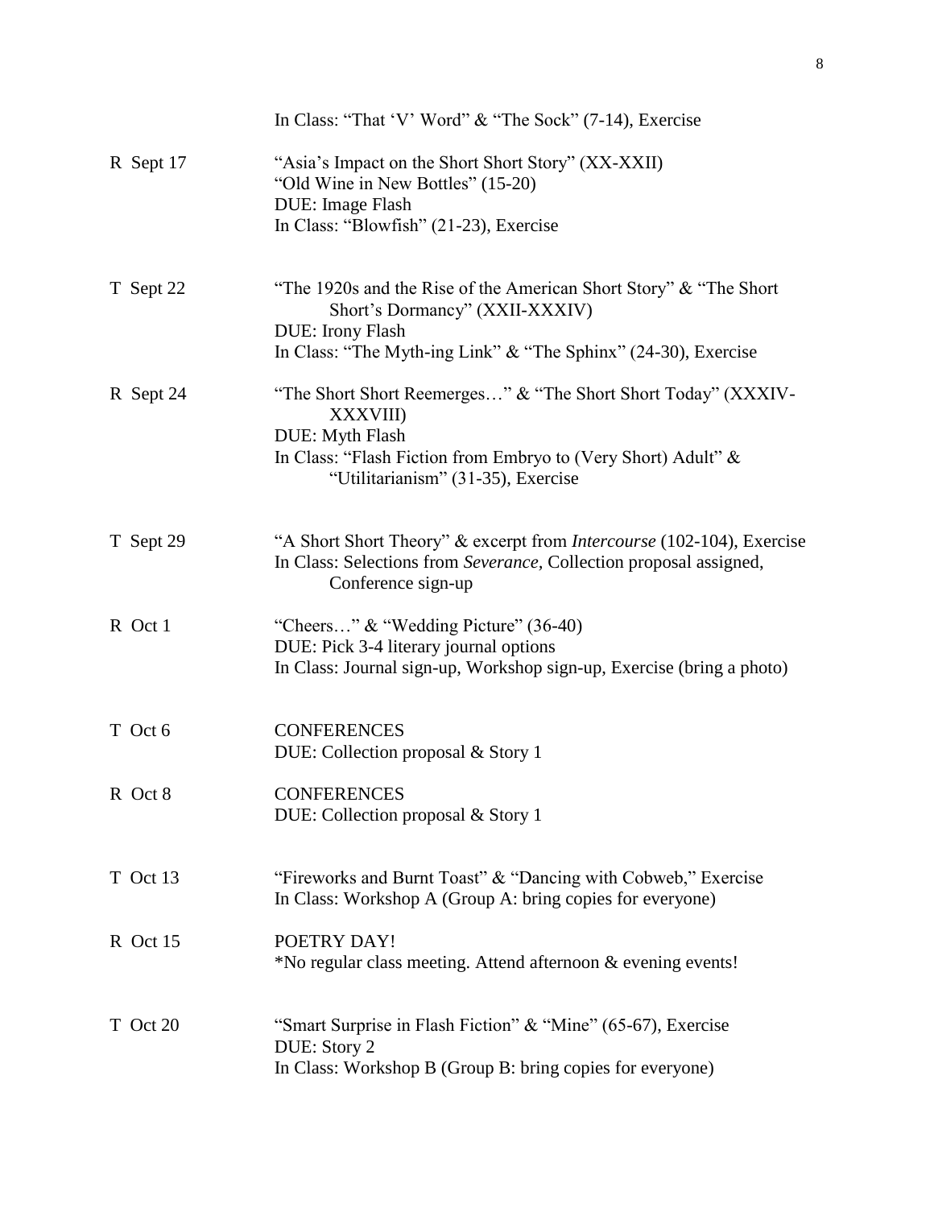| | |
|---|---|
| | In Class: "That 'V' Word" & "The Sock" (7-14), Exercise |
| R Sept 17 | "Asia's Impact on the Short Short Story" (XX-XXII)<br>"Old Wine in New Bottles" (15-20)<br>DUE: Image Flash<br>In Class: "Blowfish" (21-23), Exercise |
| T Sept 22 | "The 1920s and the Rise of the American Short Story" & "The Short Short's Dormancy" (XXII-XXXIV)<br>DUE: Irony Flash<br>In Class: "The Myth-ing Link" & "The Sphinx" (24-30), Exercise |
| R Sept 24 | "The Short Short Reemerges…" & "The Short Short Today" (XXXIV-XXXVIII)<br>DUE: Myth Flash<br>In Class: "Flash Fiction from Embryo to (Very Short) Adult" & "Utilitarianism" (31-35), Exercise |
| T Sept 29 | "A Short Short Theory" & excerpt from *Intercourse* (102-104), Exercise<br>In Class: Selections from *Severance,* Collection proposal assigned, Conference sign-up |
| R Oct 1 | "Cheers…" & "Wedding Picture" (36-40)<br>DUE: Pick 3-4 literary journal options<br>In Class: Journal sign-up, Workshop sign-up, Exercise (bring a photo) |
| T Oct 6 | CONFERENCES<br>DUE: Collection proposal & Story 1 |
| R Oct 8 | CONFERENCES<br>DUE: Collection proposal & Story 1 |
| T Oct 13 | "Fireworks and Burnt Toast" & "Dancing with Cobweb," Exercise<br>In Class: Workshop A (Group A: bring copies for everyone) |
| R Oct 15 | POETRY DAY!<br>*No regular class meeting. Attend afternoon & evening events! |
| T Oct 20 | "Smart Surprise in Flash Fiction" & "Mine" (65-67), Exercise<br>DUE: Story 2<br>In Class: Workshop B (Group B: bring copies for everyone) |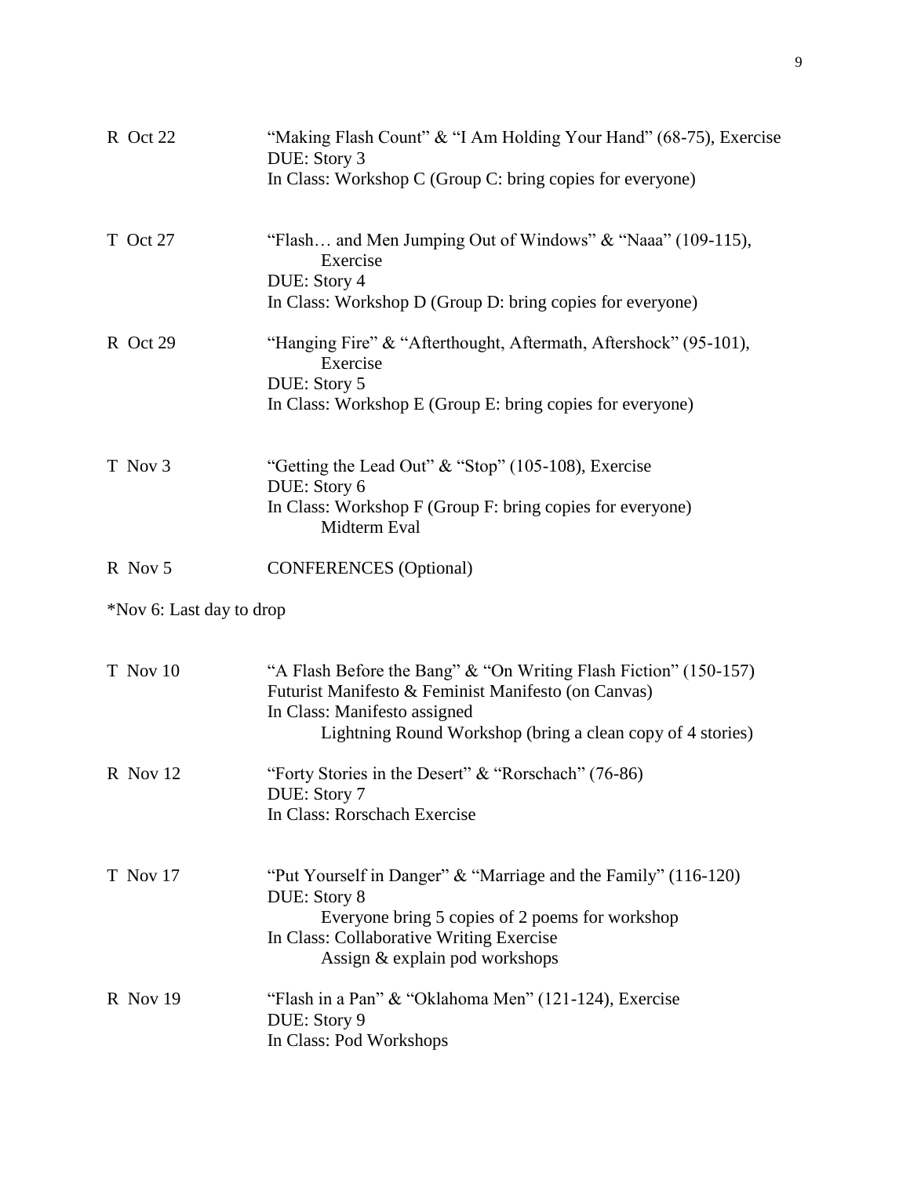| | |
|---|---|
| R Oct 22 | "Making Flash Count" & "I Am Holding Your Hand" (68-75), Exercise<br>DUE: Story 3<br>In Class: Workshop C (Group C: bring copies for everyone) |
| T Oct 27 | "Flash… and Men Jumping Out of Windows" & "Naaa" (109-115), Exercise<br>DUE: Story 4<br>In Class: Workshop D (Group D: bring copies for everyone) |
| R Oct 29 | "Hanging Fire" & "Afterthought, Aftermath, Aftershock" (95-101), Exercise<br>DUE: Story 5<br>In Class: Workshop E (Group E: bring copies for everyone) |
| T Nov 3 | "Getting the Lead Out" & "Stop" (105-108), Exercise<br>DUE: Story 6<br>In Class: Workshop F (Group F: bring copies for everyone)<br>Midterm Eval |
| R Nov 5 | CONFERENCES (Optional) |

*Nov 6: Last day to drop

| | |
|---|---|
| T Nov 10 | "A Flash Before the Bang" & "On Writing Flash Fiction" (150-157)<br>Futurist Manifesto & Feminist Manifesto (on Canvas)<br>In Class: Manifesto assigned<br>Lightning Round Workshop (bring a clean copy of 4 stories) |
| R Nov 12 | "Forty Stories in the Desert" & "Rorschach" (76-86)<br>DUE: Story 7<br>In Class: Rorschach Exercise |
| T Nov 17 | "Put Yourself in Danger" & "Marriage and the Family" (116-120)<br>DUE: Story 8<br>Everyone bring 5 copies of 2 poems for workshop<br>In Class: Collaborative Writing Exercise<br>Assign & explain pod workshops |
| R Nov 19 | "Flash in a Pan" & "Oklahoma Men" (121-124), Exercise<br>DUE: Story 9<br>In Class: Pod Workshops |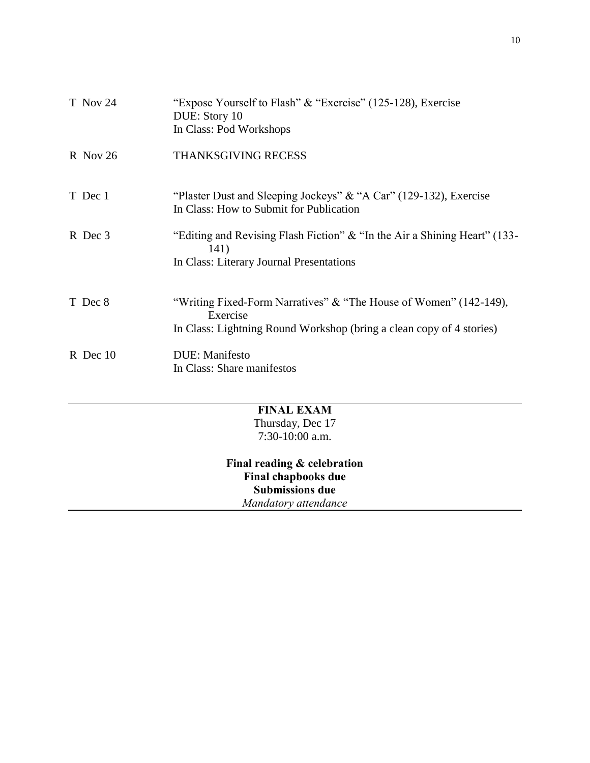| | |
|---|---|
| T Nov 24 | "Expose Yourself to Flash" & "Exercise" (125-128), Exercise<br>DUE: Story 10<br>In Class: Pod Workshops |
| R Nov 26 | THANKSGIVING RECESS |
| T Dec 1 | "Plaster Dust and Sleeping Jockeys" & "A Car" (129-132), Exercise<br>In Class: How to Submit for Publication |
| R Dec 3 | "Editing and Revising Flash Fiction" & "In the Air a Shining Heart" (133-141)<br>In Class: Literary Journal Presentations |
| T Dec 8 | "Writing Fixed-Form Narratives" & "The House of Women" (142-149), Exercise<br>In Class: Lightning Round Workshop (bring a clean copy of 4 stories) |
| R Dec 10 | DUE: Manifesto<br>In Class: Share manifestos |

---

**FINAL EXAM**
Thursday, Dec 17
7:30-10:00 a.m.

**Final reading & celebration**
**Final chapbooks due**
**Submissions due**
*Mandatory attendance*

---